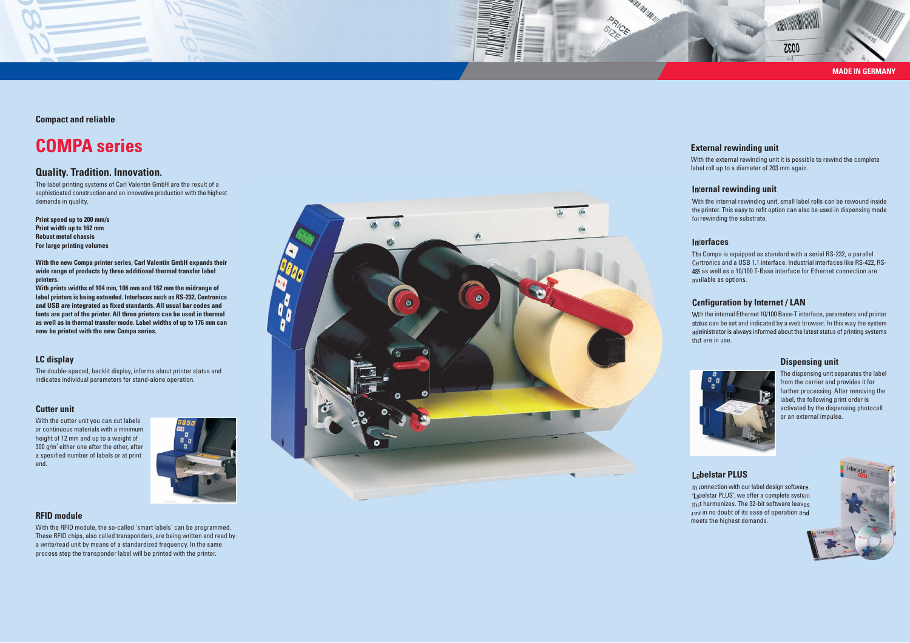MADE IN GERMANY

**Compact and reliable**

# COMPA series

## Quality. Tradition. Innovation.

The label printing systems of Carl Valentin GmbH are the result of a sophisticated construction and an innovative production with the highest demands in quality.

**Print speed up to 200 mm/s**
**Print width up to 162 mm**
**Robust metal chassis**
**For large printing volumes**

**With the new Compa printer series, Carl Valentin GmbH expands their wide range of products by three additional thermal transfer label printers.**
**With prints widths of 104 mm, 106 mm and 162 mm the midrange of label printers is being extended. Interfaces such as RS-232, Centronics and USB are integrated as fixed standards. All usual bar codes and fonts are part of the printer. All three printers can be used in thermal as well as in thermal transfer mode. Label widths of up to 176 mm can now be printed with the new Compa series.**

### LC display

The double-spaced, backlit display, informs about printer status and indicates individual parameters for stand-alone operation.

### Cutter unit

With the cutter unit you can cut labels or continuous materials with a minimum height of 12 mm and up to a weight of 300 g/m² either one after the other, after a specified number of labels or at print end.

### RFID module

With the RFID module, the so-called 'smart labels' can be programmed. These RFID chips, also called transponders, are being written and read by a write/read unit by means of a standardized frequency. In the same process step the transponder label will be printed with the printer.

### External rewinding unit

With the external rewinding unit it is possible to rewind the complete label roll up to a diameter of 203 mm again.

### Internal rewinding unit

With the internal rewinding unit, small label rolls can be rewound inside the printer. This easy to refit option can also be used in dispensing mode for rewinding the substrate.

### Interfaces

The Compa is equipped as standard with a serial RS-232, a parallel Centronics and a USB 1.1 interface. Industrial interfaces like RS-422, RS-485 as well as a 10/100 T-Base interface for Ethernet connection are available as options.

### Configuration by Internet / LAN

With the internal Ethernet 10/100 Base-T interface, parameters and printer status can be set and indicated by a web browser. In this way the system administrator is always informed about the latest status of printing systems that are in use.

### Dispensing unit

The dispensing unit separates the label from the carrier and provides it for further processing. After removing the label, the following print order is activated by the dispensing photocell or an external impulse.

### Labelstar PLUS

In connection with our label design software, 'Labelstar PLUS', we offer a complete system that harmonizes. The 32-bit software leaves you in no doubt of its ease of operation and meets the highest demands.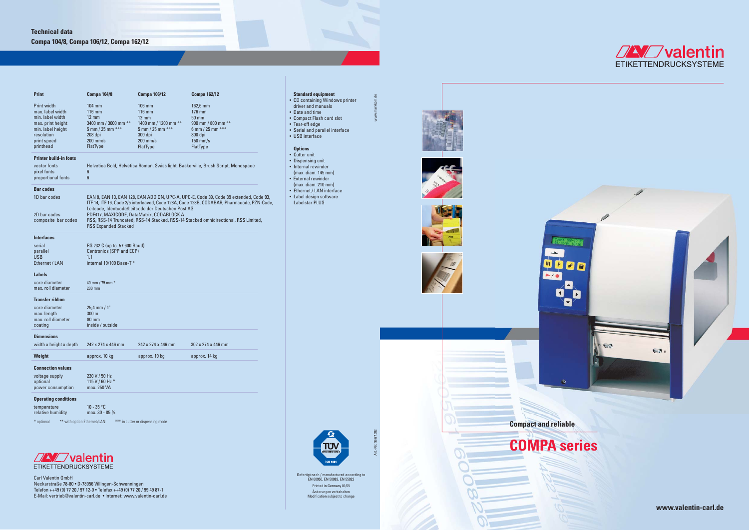## Technical data
**Compa 104/8, Compa 106/12, Compa 162/12**

| Print | Compa 104/8 | Compa 106/12 | Compa 162/12 |
|---|---|---|---|
| Print width | 104 mm | 106 mm | 162,6 mm |
| max. label width | 116 mm | 116 mm | 176 mm |
| min. label width | 12 mm | 12 mm | 50 mm |
| max. print height | 3400 mm / 3000 mm ** | 1400 mm / 1200 mm ** | 900 mm / 800 mm ** |
| min. label height | 5 mm / 25 mm *** | 5 mm / 25 mm *** | 6 mm / 25 mm *** |
| resolution | 203 dpi | 300 dpi | 300 dpi |
| print speed | 200 mm/s | 200 mm/s | 150 mm/s |
| printhead | FlatType | FlatType | FlatType |

**Printer build-in fonts**

| | |
|---|---|
| vector fonts | Helvetica Bold, Helvetica Roman, Swiss light, Baskerville, Brush Script, Monospace |
| pixel fonts | 6 |
| proportional fonts | 6 |

**Bar codes**

| | |
|---|---|
| 1D bar codes | EAN 8, EAN 13, EAN 128, EAN ADD ON, UPC-A, UPC-E, Code 39, Code 39 extended, Code 93, ITF 14, ITF 16, Code 2/5 interleaved, Code 128A, Code 128B, CODABAR, Pharmacode, PZN-Code, Leitcode, Identcode/Leitcode der Deutschen Post AG |
| 2D bar codes | PDF417, MAXICODE, DataMatrix, CODABLOCK A |
| composite bar codes | RSS, RSS-14 Truncated, RSS-14 Stacked, RSS-14 Stacked omnidirectional, RSS Limited, RSS Expanded Stacked |

**Interfaces**

| | |
|---|---|
| serial | RS 232 C (up to 57.600 Baud) |
| parallel | Centronics (SPP and ECP) |
| USB | 1.1 |
| Ethernet / LAN | internal 10/100 Base-T * |

**Labels**

| | |
|---|---|
| core diameter | 40 mm / 75 mm * |
| max. roll diameter | 200 mm |

**Transfer ribbon**

| | |
|---|---|
| core diameter | 25,4 mm / 1" |
| max. length | 300 m |
| max. roll diameter | 80 mm |
| coating | inside / outside |

**Dimensions**

| | | | |
|---|---|---|---|
| width x height x depth | 242 x 274 x 446 mm | 242 x 274 x 446 mm | 302 x 274 x 446 mm |
| **Weight** | approx. 10 kg | approx. 10 kg | approx. 14 kg |

**Connection values**

| | |
|---|---|
| voltage supply | 230 V / 50 Hz |
| optional | 115 V / 60 Hz * |
| power consumption | max. 250 VA |

**Operating conditions**

| | |
|---|---|
| temperature | 10 - 35 °C |
| relative humidity | max. 30 - 85 % |

\* optional ** with option Ethernet/LAN *** in cutter or dispensing mode

**Standard equipment**
- CD containing Windows printer driver and manuals
- Date and time
- Compact Flash card slot
- Tear-off edge
- Serial and parallel interface
- USB interface

**Options**
- Cutter unit
- Dispensing unit
- Internal rewinder (max. diam. 145 mm)
- External rewinder (max. diam. 210 mm)
- Ethernet / LAN interface
- Label design software Labelstar PLUS

valentin ETIKETTENDRUCKSYSTEME

Carl Valentin GmbH
Neckarstraße 78-80 • D-78056 Villingen-Schwenningen
Telefon ++49 (0) 77 20 / 97 12-0 • Telefax ++49 (0) 77 20 / 99 49 87-1
E-Mail: vertrieb@valentin-carl.de • Internet: www.valentin-carl.de

Gefertigt nach / manufactured according to EN 60950, EN 50082, EN 55022
Printed in Germany 01/05
Änderungen vorbehalten
Modification subject to change

Art.-Nr.: 96 67.082

www.marikom.de

valentin ETIKETTENDRUCKSYSTEME

**Compact and reliable**

# COMPA series

**www.valentin-carl.de**